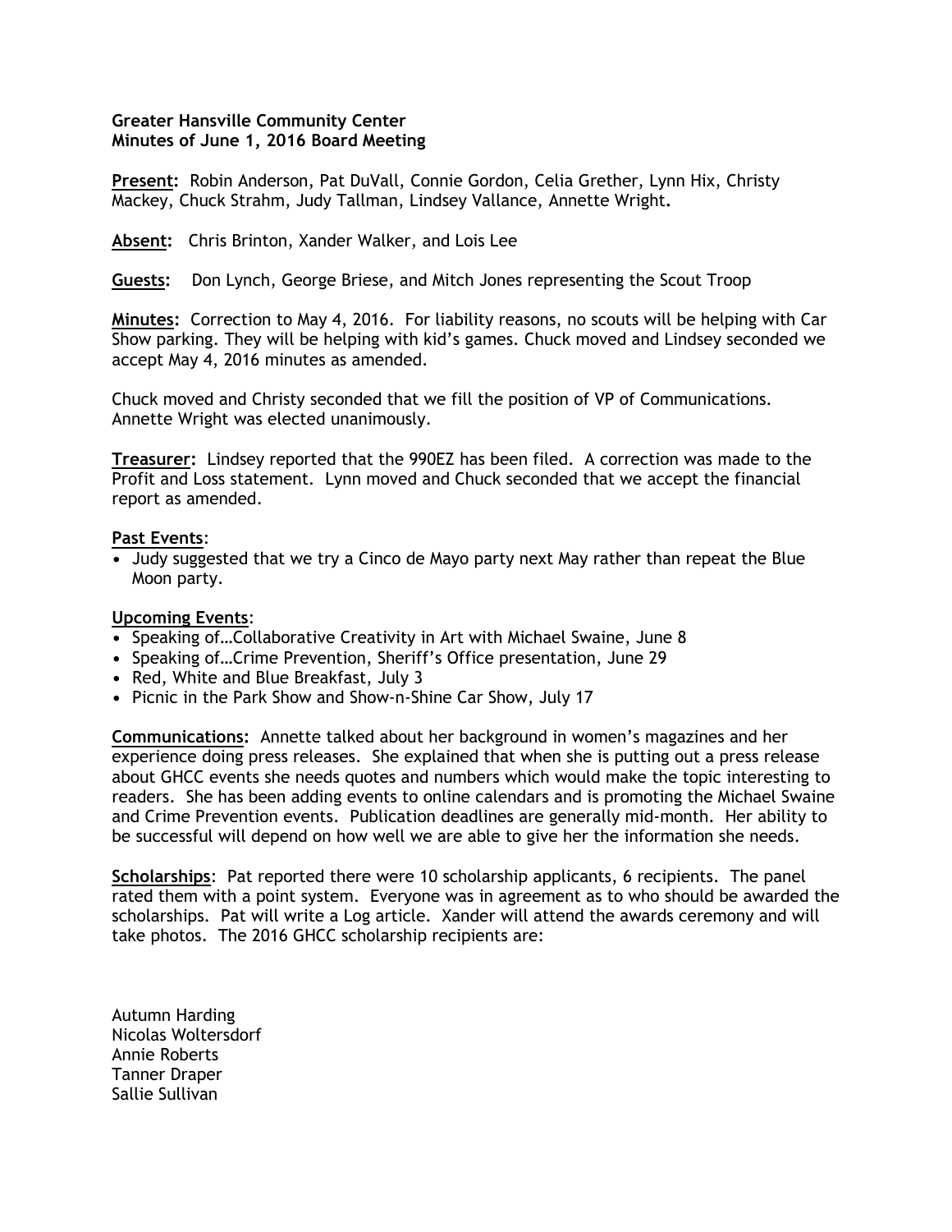**Greater Hansville Community Center**
**Minutes of June 1, 2016 Board Meeting**

**Present:** Robin Anderson, Pat DuVall, Connie Gordon, Celia Grether, Lynn Hix, Christy Mackey, Chuck Strahm, Judy Tallman, Lindsey Vallance, Annette Wright**.**

**Absent:** Chris Brinton, Xander Walker, and Lois Lee

**Guests:** Don Lynch, George Briese, and Mitch Jones representing the Scout Troop

**Minutes:** Correction to May 4, 2016. For liability reasons, no scouts will be helping with Car Show parking. They will be helping with kid's games. Chuck moved and Lindsey seconded we accept May 4, 2016 minutes as amended.

Chuck moved and Christy seconded that we fill the position of VP of Communications. Annette Wright was elected unanimously.

**Treasurer:** Lindsey reported that the 990EZ has been filed. A correction was made to the Profit and Loss statement. Lynn moved and Chuck seconded that we accept the financial report as amended.

**Past Events**:

- Judy suggested that we try a Cinco de Mayo party next May rather than repeat the Blue Moon party.

**Upcoming Events**:

- Speaking of…Collaborative Creativity in Art with Michael Swaine, June 8
- Speaking of…Crime Prevention, Sheriff's Office presentation, June 29
- Red, White and Blue Breakfast, July 3
- Picnic in the Park Show and Show-n-Shine Car Show, July 17

**Communications:** Annette talked about her background in women's magazines and her experience doing press releases. She explained that when she is putting out a press release about GHCC events she needs quotes and numbers which would make the topic interesting to readers. She has been adding events to online calendars and is promoting the Michael Swaine and Crime Prevention events. Publication deadlines are generally mid-month. Her ability to be successful will depend on how well we are able to give her the information she needs.

**Scholarships**: Pat reported there were 10 scholarship applicants, 6 recipients. The panel rated them with a point system. Everyone was in agreement as to who should be awarded the scholarships. Pat will write a Log article. Xander will attend the awards ceremony and will take photos. The 2016 GHCC scholarship recipients are:

Autumn Harding
Nicolas Woltersdorf
Annie Roberts
Tanner Draper
Sallie Sullivan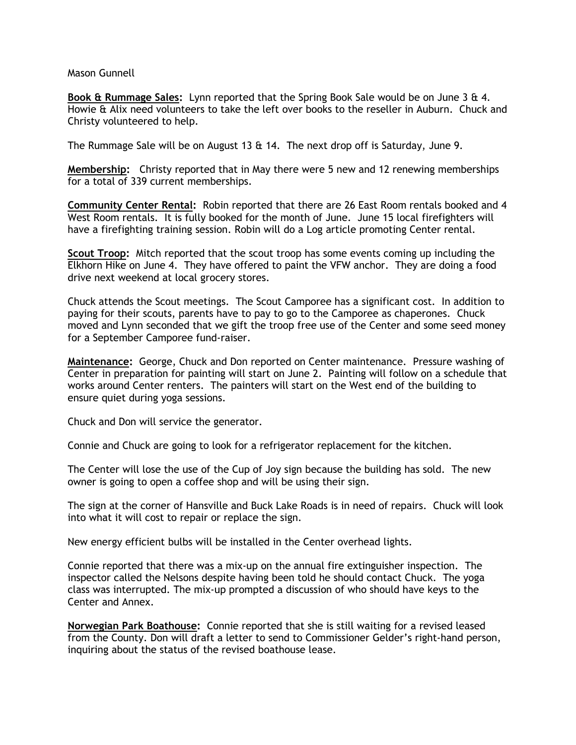Mason Gunnell

**Book & Rummage Sales:** Lynn reported that the Spring Book Sale would be on June 3 & 4. Howie & Alix need volunteers to take the left over books to the reseller in Auburn. Chuck and Christy volunteered to help.

The Rummage Sale will be on August 13 & 14. The next drop off is Saturday, June 9.

**Membership:** Christy reported that in May there were 5 new and 12 renewing memberships for a total of 339 current memberships.

**Community Center Rental:** Robin reported that there are 26 East Room rentals booked and 4 West Room rentals. It is fully booked for the month of June. June 15 local firefighters will have a firefighting training session. Robin will do a Log article promoting Center rental.

**Scout Troop:** Mitch reported that the scout troop has some events coming up including the Elkhorn Hike on June 4. They have offered to paint the VFW anchor. They are doing a food drive next weekend at local grocery stores.

Chuck attends the Scout meetings. The Scout Camporee has a significant cost. In addition to paying for their scouts, parents have to pay to go to the Camporee as chaperones. Chuck moved and Lynn seconded that we gift the troop free use of the Center and some seed money for a September Camporee fund-raiser.

**Maintenance:** George, Chuck and Don reported on Center maintenance. Pressure washing of Center in preparation for painting will start on June 2. Painting will follow on a schedule that works around Center renters. The painters will start on the West end of the building to ensure quiet during yoga sessions.

Chuck and Don will service the generator.

Connie and Chuck are going to look for a refrigerator replacement for the kitchen.

The Center will lose the use of the Cup of Joy sign because the building has sold. The new owner is going to open a coffee shop and will be using their sign.

The sign at the corner of Hansville and Buck Lake Roads is in need of repairs. Chuck will look into what it will cost to repair or replace the sign.

New energy efficient bulbs will be installed in the Center overhead lights.

Connie reported that there was a mix-up on the annual fire extinguisher inspection. The inspector called the Nelsons despite having been told he should contact Chuck. The yoga class was interrupted. The mix-up prompted a discussion of who should have keys to the Center and Annex.

**Norwegian Park Boathouse:** Connie reported that she is still waiting for a revised leased from the County. Don will draft a letter to send to Commissioner Gelder's right-hand person, inquiring about the status of the revised boathouse lease.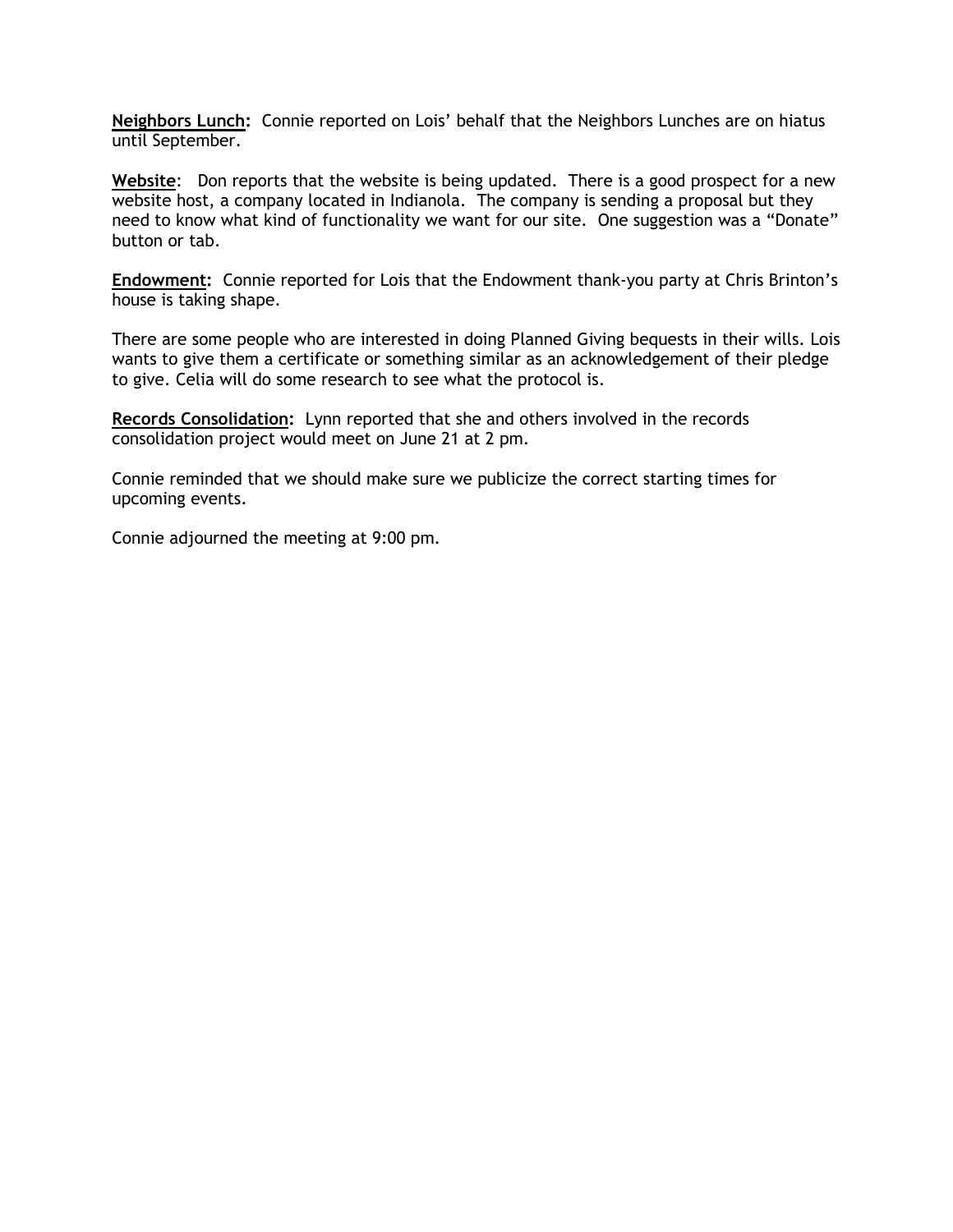**Neighbors Lunch:** Connie reported on Lois' behalf that the Neighbors Lunches are on hiatus until September.

**Website**: Don reports that the website is being updated. There is a good prospect for a new website host, a company located in Indianola. The company is sending a proposal but they need to know what kind of functionality we want for our site. One suggestion was a "Donate" button or tab.

**Endowment:** Connie reported for Lois that the Endowment thank-you party at Chris Brinton's house is taking shape.

There are some people who are interested in doing Planned Giving bequests in their wills. Lois wants to give them a certificate or something similar as an acknowledgement of their pledge to give. Celia will do some research to see what the protocol is.

**Records Consolidation:** Lynn reported that she and others involved in the records consolidation project would meet on June 21 at 2 pm.

Connie reminded that we should make sure we publicize the correct starting times for upcoming events.

Connie adjourned the meeting at 9:00 pm.